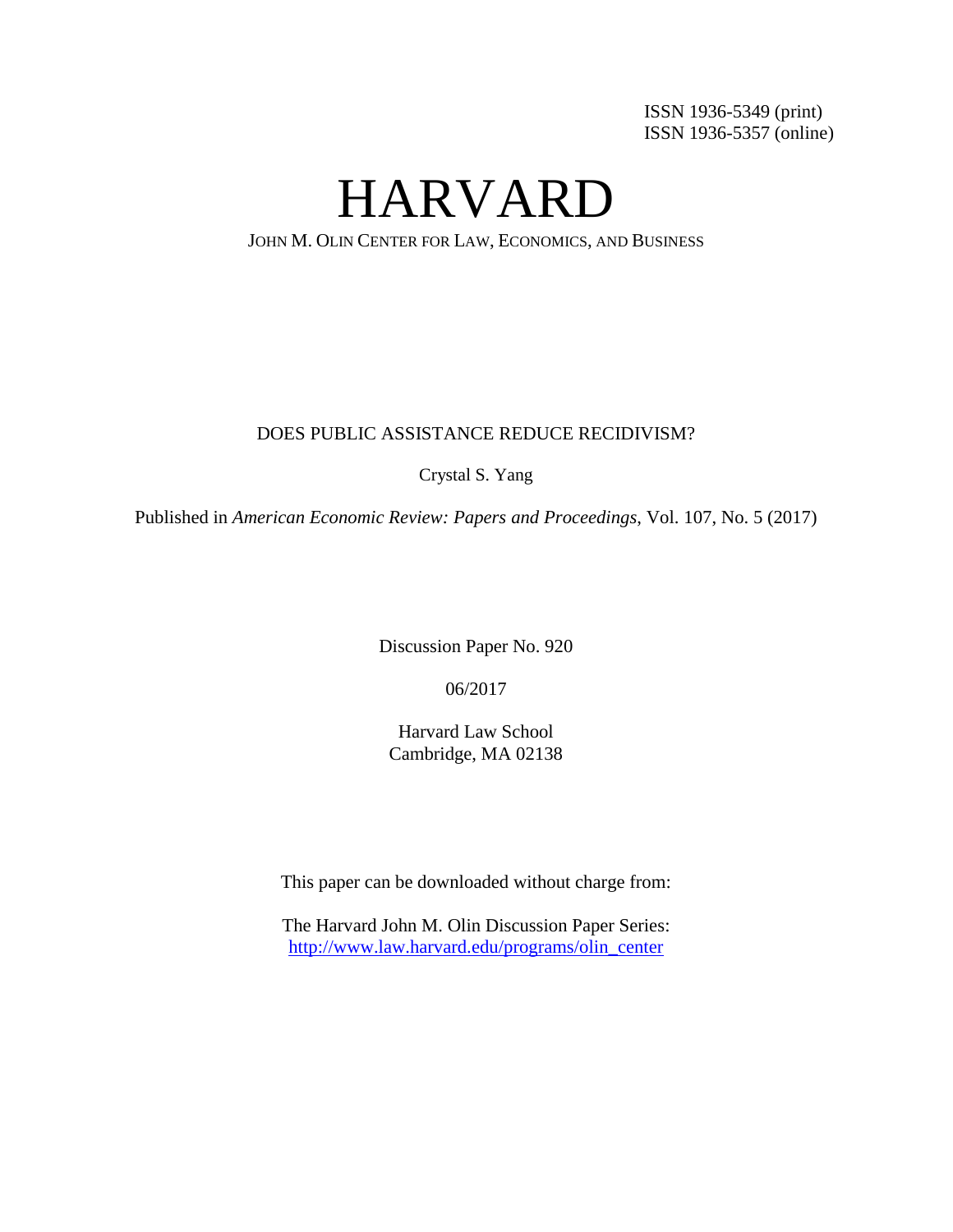ISSN 1936-5349 (print)
ISSN 1936-5357 (online)

# HARVARD

JOHN M. OLIN CENTER FOR LAW, ECONOMICS, AND BUSINESS

DOES PUBLIC ASSISTANCE REDUCE RECIDIVISM?

Crystal S. Yang

Published in *American Economic Review: Papers and Proceedings*, Vol. 107, No. 5 (2017)

Discussion Paper No. 920

06/2017

Harvard Law School
Cambridge, MA 02138

This paper can be downloaded without charge from:

The Harvard John M. Olin Discussion Paper Series:
http://www.law.harvard.edu/programs/olin_center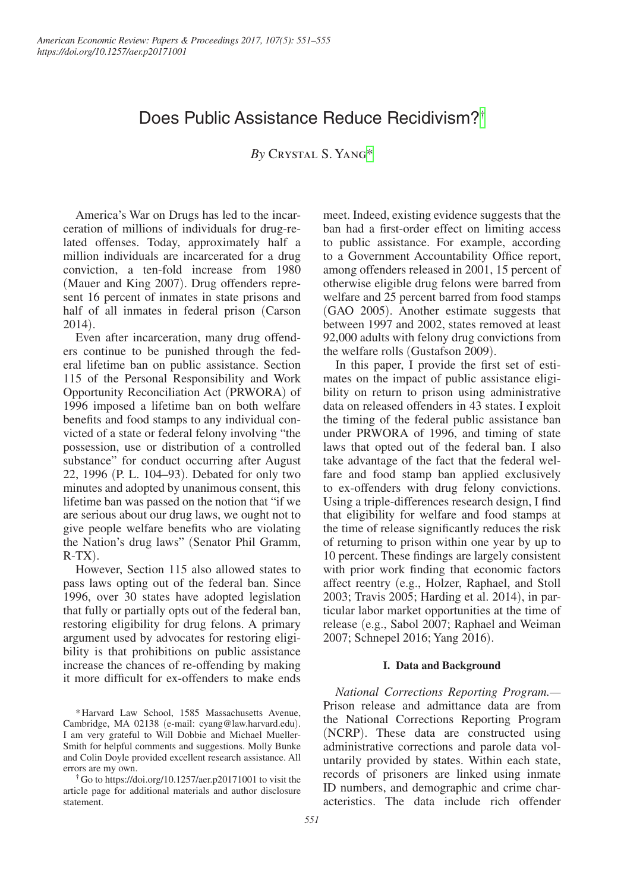# Does Public Assistance Reduce Recidivism?[†]

*By* Crystal S. Yang[*]

America's War on Drugs has led to the incarceration of millions of individuals for drug-related offenses. Today, approximately half a million individuals are incarcerated for a drug conviction, a ten-fold increase from 1980 (Mauer and King 2007). Drug offenders represent 16 percent of inmates in state prisons and half of all inmates in federal prison (Carson 2014).

Even after incarceration, many drug offenders continue to be punished through the federal lifetime ban on public assistance. Section 115 of the Personal Responsibility and Work Opportunity Reconciliation Act (PRWORA) of 1996 imposed a lifetime ban on both welfare benefits and food stamps to any individual convicted of a state or federal felony involving "the possession, use or distribution of a controlled substance" for conduct occurring after August 22, 1996 (P. L. 104–93). Debated for only two minutes and adopted by unanimous consent, this lifetime ban was passed on the notion that "if we are serious about our drug laws, we ought not to give people welfare benefits who are violating the Nation's drug laws" (Senator Phil Gramm, R-TX).

However, Section 115 also allowed states to pass laws opting out of the federal ban. Since 1996, over 30 states have adopted legislation that fully or partially opts out of the federal ban, restoring eligibility for drug felons. A primary argument used by advocates for restoring eligibility is that prohibitions on public assistance increase the chances of re-offending by making it more difficult for ex-offenders to make ends meet. Indeed, existing evidence suggests that the ban had a first-order effect on limiting access to public assistance. For example, according to a Government Accountability Office report, among offenders released in 2001, 15 percent of otherwise eligible drug felons were barred from welfare and 25 percent barred from food stamps (GAO 2005). Another estimate suggests that between 1997 and 2002, states removed at least 92,000 adults with felony drug convictions from the welfare rolls (Gustafson 2009).

In this paper, I provide the first set of estimates on the impact of public assistance eligibility on return to prison using administrative data on released offenders in 43 states. I exploit the timing of the federal public assistance ban under PRWORA of 1996, and timing of state laws that opted out of the federal ban. I also take advantage of the fact that the federal welfare and food stamp ban applied exclusively to ex-offenders with drug felony convictions. Using a triple-differences research design, I find that eligibility for welfare and food stamps at the time of release significantly reduces the risk of returning to prison within one year by up to 10 percent. These findings are largely consistent with prior work finding that economic factors affect reentry (e.g., Holzer, Raphael, and Stoll 2003; Travis 2005; Harding et al. 2014), in particular labor market opportunities at the time of release (e.g., Sabol 2007; Raphael and Weiman 2007; Schnepel 2016; Yang 2016).

## I. Data and Background

*National Corrections Reporting Program.*— Prison release and admittance data are from the National Corrections Reporting Program (NCRP). These data are constructed using administrative corrections and parole data voluntarily provided by states. Within each state, records of prisoners are linked using inmate ID numbers, and demographic and crime characteristics. The data include rich offender

[*] Harvard Law School, 1585 Massachusetts Avenue, Cambridge, MA 02138 (e-mail: cyang@law.harvard.edu). I am very grateful to Will Dobbie and Michael Mueller-Smith for helpful comments and suggestions. Molly Bunke and Colin Doyle provided excellent research assistance. All errors are my own.

[†] Go to https://doi.org/10.1257/aer.p20171001 to visit the article page for additional materials and author disclosure statement.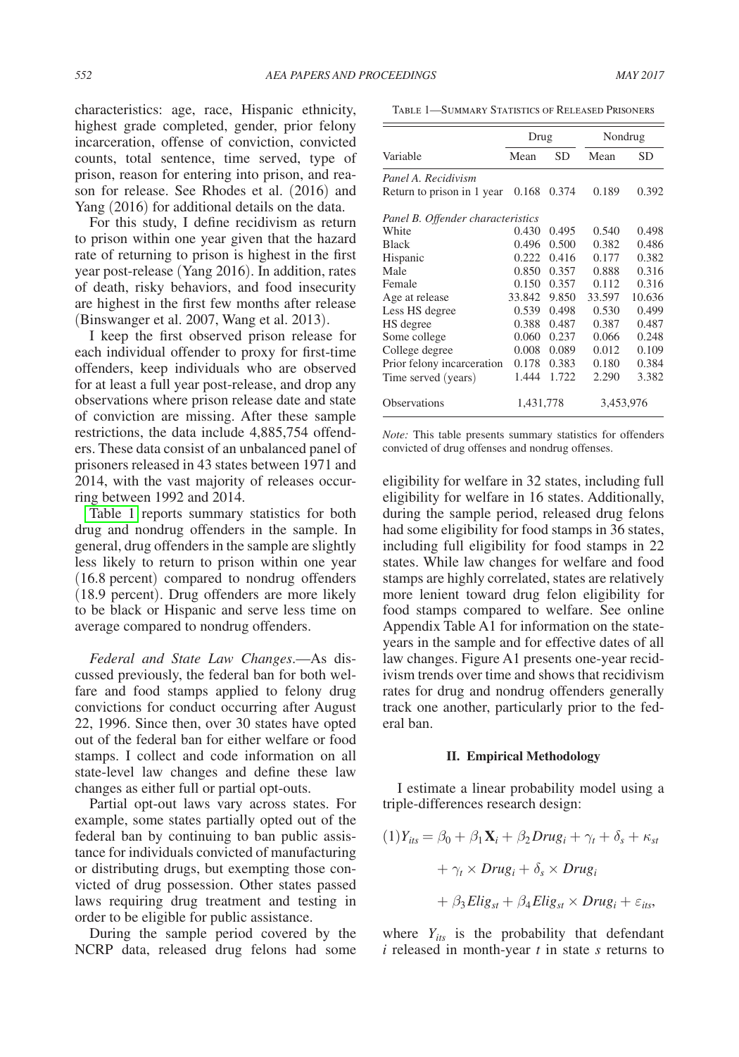characteristics: age, race, Hispanic ethnicity, highest grade completed, gender, prior felony incarceration, offense of conviction, convicted counts, total sentence, time served, type of prison, reason for entering into prison, and reason for release. See Rhodes et al. (2016) and Yang (2016) for additional details on the data.

For this study, I define recidivism as return to prison within one year given that the hazard rate of returning to prison is highest in the first year post-release (Yang 2016). In addition, rates of death, risky behaviors, and food insecurity are highest in the first few months after release (Binswanger et al. 2007, Wang et al. 2013).

I keep the first observed prison release for each individual offender to proxy for first-time offenders, keep individuals who are observed for at least a full year post-release, and drop any observations where prison release date and state of conviction are missing. After these sample restrictions, the data include 4,885,754 offenders. These data consist of an unbalanced panel of prisoners released in 43 states between 1971 and 2014, with the vast majority of releases occurring between 1992 and 2014.

Table 1 reports summary statistics for both drug and nondrug offenders in the sample. In general, drug offenders in the sample are slightly less likely to return to prison within one year (16.8 percent) compared to nondrug offenders (18.9 percent). Drug offenders are more likely to be black or Hispanic and serve less time on average compared to nondrug offenders.

Table 1—Summary Statistics of Released Prisoners

| | Drug | | Nondrug | |
|---|---|---|---|---|
| Variable | Mean | SD | Mean | SD |
| *Panel A. Recidivism* | | | | |
| Return to prison in 1 year | 0.168 | 0.374 | 0.189 | 0.392 |
| *Panel B. Offender characteristics* | | | | |
| White | 0.430 | 0.495 | 0.540 | 0.498 |
| Black | 0.496 | 0.500 | 0.382 | 0.486 |
| Hispanic | 0.222 | 0.416 | 0.177 | 0.382 |
| Male | 0.850 | 0.357 | 0.888 | 0.316 |
| Female | 0.150 | 0.357 | 0.112 | 0.316 |
| Age at release | 33.842 | 9.850 | 33.597 | 10.636 |
| Less HS degree | 0.539 | 0.498 | 0.530 | 0.499 |
| HS degree | 0.388 | 0.487 | 0.387 | 0.487 |
| Some college | 0.060 | 0.237 | 0.066 | 0.248 |
| College degree | 0.008 | 0.089 | 0.012 | 0.109 |
| Prior felony incarceration | 0.178 | 0.383 | 0.180 | 0.384 |
| Time served (years) | 1.444 | 1.722 | 2.290 | 3.382 |
| Observations | 1,431,778 | | 3,453,976 | |

*Note:* This table presents summary statistics for offenders convicted of drug offenses and nondrug offenses.

*Federal and State Law Changes*.—As discussed previously, the federal ban for both welfare and food stamps applied to felony drug convictions for conduct occurring after August 22, 1996. Since then, over 30 states have opted out of the federal ban for either welfare or food stamps. I collect and code information on all state-level law changes and define these law changes as either full or partial opt-outs.

Partial opt-out laws vary across states. For example, some states partially opted out of the federal ban by continuing to ban public assistance for individuals convicted of manufacturing or distributing drugs, but exempting those convicted of drug possession. Other states passed laws requiring drug treatment and testing in order to be eligible for public assistance.

During the sample period covered by the NCRP data, released drug felons had some eligibility for welfare in 32 states, including full eligibility for welfare in 16 states. Additionally, during the sample period, released drug felons had some eligibility for food stamps in 36 states, including full eligibility for food stamps in 22 states. While law changes for welfare and food stamps are highly correlated, states are relatively more lenient toward drug felon eligibility for food stamps compared to welfare. See online Appendix Table A1 for information on the state-years in the sample and for effective dates of all law changes. Figure A1 presents one-year recidivism trends over time and shows that recidivism rates for drug and nondrug offenders generally track one another, particularly prior to the federal ban.

## II. Empirical Methodology

I estimate a linear probability model using a triple-differences research design:

$$(1) Y_{its} = \beta_0 + \beta_1 \mathbf{X}_i + \beta_2 Drug_i + \gamma_t + \delta_s + \kappa_{st} + \gamma_t \times Drug_i + \delta_s \times Drug_i + \beta_3 Elig_{st} + \beta_4 Elig_{st} \times Drug_i + \varepsilon_{its},$$

where $Y_{its}$ is the probability that defendant $i$ released in month-year $t$ in state $s$ returns to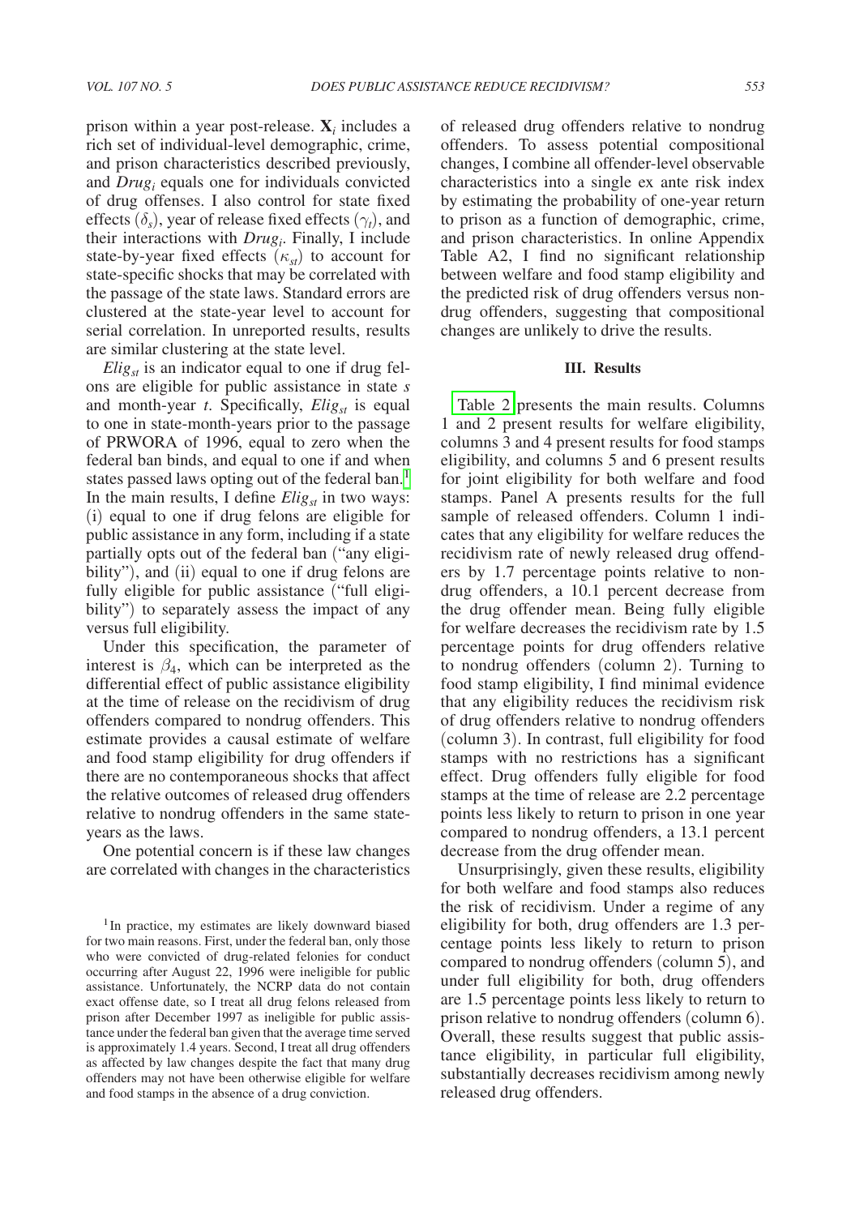prison within a year post-release. $\mathbf{X}_i$ includes a rich set of individual-level demographic, crime, and prison characteristics described previously, and $Drug_i$ equals one for individuals convicted of drug offenses. I also control for state fixed effects $(\delta_s)$, year of release fixed effects $(\gamma_t)$, and their interactions with $Drug_i$. Finally, I include state-by-year fixed effects $(\kappa_{st})$ to account for state-specific shocks that may be correlated with the passage of the state laws. Standard errors are clustered at the state-year level to account for serial correlation. In unreported results, results are similar clustering at the state level.

$Elig_{st}$ is an indicator equal to one if drug felons are eligible for public assistance in state $s$ and month-year $t$. Specifically, $Elig_{st}$ is equal to one in state-month-years prior to the passage of PRWORA of 1996, equal to zero when the federal ban binds, and equal to one if and when states passed laws opting out of the federal ban.[1] In the main results, I define $Elig_{st}$ in two ways: (i) equal to one if drug felons are eligible for public assistance in any form, including if a state partially opts out of the federal ban ("any eligibility"), and (ii) equal to one if drug felons are fully eligible for public assistance ("full eligibility") to separately assess the impact of any versus full eligibility.

Under this specification, the parameter of interest is $\beta_4$, which can be interpreted as the differential effect of public assistance eligibility at the time of release on the recidivism of drug offenders compared to nondrug offenders. This estimate provides a causal estimate of welfare and food stamp eligibility for drug offenders if there are no contemporaneous shocks that affect the relative outcomes of released drug offenders relative to nondrug offenders in the same state-years as the laws.

One potential concern is if these law changes are correlated with changes in the characteristics of released drug offenders relative to nondrug offenders. To assess potential compositional changes, I combine all offender-level observable characteristics into a single ex ante risk index by estimating the probability of one-year return to prison as a function of demographic, crime, and prison characteristics. In online Appendix Table A2, I find no significant relationship between welfare and food stamp eligibility and the predicted risk of drug offenders versus nondrug offenders, suggesting that compositional changes are unlikely to drive the results.

[1] In practice, my estimates are likely downward biased for two main reasons. First, under the federal ban, only those who were convicted of drug-related felonies for conduct occurring after August 22, 1996 were ineligible for public assistance. Unfortunately, the NCRP data do not contain exact offense date, so I treat all drug felons released from prison after December 1997 as ineligible for public assistance under the federal ban given that the average time served is approximately 1.4 years. Second, I treat all drug offenders as affected by law changes despite the fact that many drug offenders may not have been otherwise eligible for welfare and food stamps in the absence of a drug conviction.

## III. Results

Table 2 presents the main results. Columns 1 and 2 present results for welfare eligibility, columns 3 and 4 present results for food stamps eligibility, and columns 5 and 6 present results for joint eligibility for both welfare and food stamps. Panel A presents results for the full sample of released offenders. Column 1 indicates that any eligibility for welfare reduces the recidivism rate of newly released drug offenders by 1.7 percentage points relative to nondrug offenders, a 10.1 percent decrease from the drug offender mean. Being fully eligible for welfare decreases the recidivism rate by 1.5 percentage points for drug offenders relative to nondrug offenders (column 2). Turning to food stamp eligibility, I find minimal evidence that any eligibility reduces the recidivism risk of drug offenders relative to nondrug offenders (column 3). In contrast, full eligibility for food stamps with no restrictions has a significant effect. Drug offenders fully eligible for food stamps at the time of release are 2.2 percentage points less likely to return to prison in one year compared to nondrug offenders, a 13.1 percent decrease from the drug offender mean.

Unsurprisingly, given these results, eligibility for both welfare and food stamps also reduces the risk of recidivism. Under a regime of any eligibility for both, drug offenders are 1.3 percentage points less likely to return to prison compared to nondrug offenders (column 5), and under full eligibility for both, drug offenders are 1.5 percentage points less likely to return to prison relative to nondrug offenders (column 6). Overall, these results suggest that public assistance eligibility, in particular full eligibility, substantially decreases recidivism among newly released drug offenders.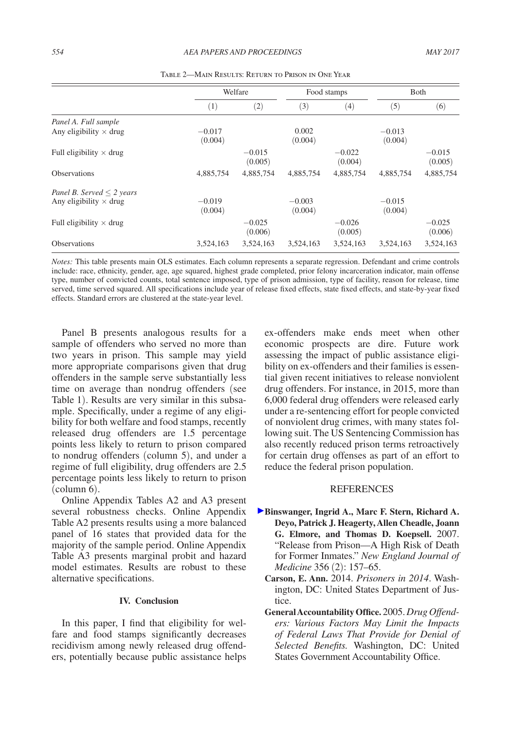Table 2—Main Results: Return to Prison in One Year

| | Welfare | | Food stamps | | Both | |
|---|---|---|---|---|---|---|
| | (1) | (2) | (3) | (4) | (5) | (6) |
| *Panel A. Full sample* | | | | | | |
| Any eligibility × drug | −0.017 (0.004) | | 0.002 (0.004) | | −0.013 (0.004) | |
| Full eligibility × drug | | −0.015 (0.005) | | −0.022 (0.004) | | −0.015 (0.005) |
| Observations | 4,885,754 | 4,885,754 | 4,885,754 | 4,885,754 | 4,885,754 | 4,885,754 |
| *Panel B. Served ≤ 2 years* | | | | | | |
| Any eligibility × drug | −0.019 (0.004) | | −0.003 (0.004) | | −0.015 (0.004) | |
| Full eligibility × drug | | −0.025 (0.006) | | −0.026 (0.005) | | −0.025 (0.006) |
| Observations | 3,524,163 | 3,524,163 | 3,524,163 | 3,524,163 | 3,524,163 | 3,524,163 |

*Notes:* This table presents main OLS estimates. Each column represents a separate regression. Defendant and crime controls include: race, ethnicity, gender, age, age squared, highest grade completed, prior felony incarceration indicator, main offense type, number of convicted counts, total sentence imposed, type of prison admission, type of facility, reason for release, time served, time served squared. All specifications include year of release fixed effects, state fixed effects, and state-by-year fixed effects. Standard errors are clustered at the state-year level.

Panel B presents analogous results for a sample of offenders who served no more than two years in prison. This sample may yield more appropriate comparisons given that drug offenders in the sample serve substantially less time on average than nondrug offenders (see Table 1). Results are very similar in this subsample. Specifically, under a regime of any eligibility for both welfare and food stamps, recently released drug offenders are 1.5 percentage points less likely to return to prison compared to nondrug offenders (column 5), and under a regime of full eligibility, drug offenders are 2.5 percentage points less likely to return to prison (column 6).

Online Appendix Tables A2 and A3 present several robustness checks. Online Appendix Table A2 presents results using a more balanced panel of 16 states that provided data for the majority of the sample period. Online Appendix Table A3 presents marginal probit and hazard model estimates. Results are robust to these alternative specifications.

## IV. Conclusion

In this paper, I find that eligibility for welfare and food stamps significantly decreases recidivism among newly released drug offenders, potentially because public assistance helps ex-offenders make ends meet when other economic prospects are dire. Future work assessing the impact of public assistance eligibility on ex-offenders and their families is essential given recent initiatives to release nonviolent drug offenders. For instance, in 2015, more than 6,000 federal drug offenders were released early under a re-sentencing effort for people convicted of nonviolent drug crimes, with many states following suit. The US Sentencing Commission has also recently reduced prison terms retroactively for certain drug offenses as part of an effort to reduce the federal prison population.

## REFERENCES

**Binswanger, Ingrid A., Marc F. Stern, Richard A. Deyo, Patrick J. Heagerty, Allen Cheadle, Joann G. Elmore, and Thomas D. Koepsell.** 2007. "Release from Prison—A High Risk of Death for Former Inmates." *New England Journal of Medicine* 356 (2): 157–65.

**Carson, E. Ann.** 2014. *Prisoners in 2014*. Washington, DC: United States Department of Justice.

**General Accountability Office.** 2005. *Drug Offenders: Various Factors May Limit the Impacts of Federal Laws That Provide for Denial of Selected Benefits.* Washington, DC: United States Government Accountability Office.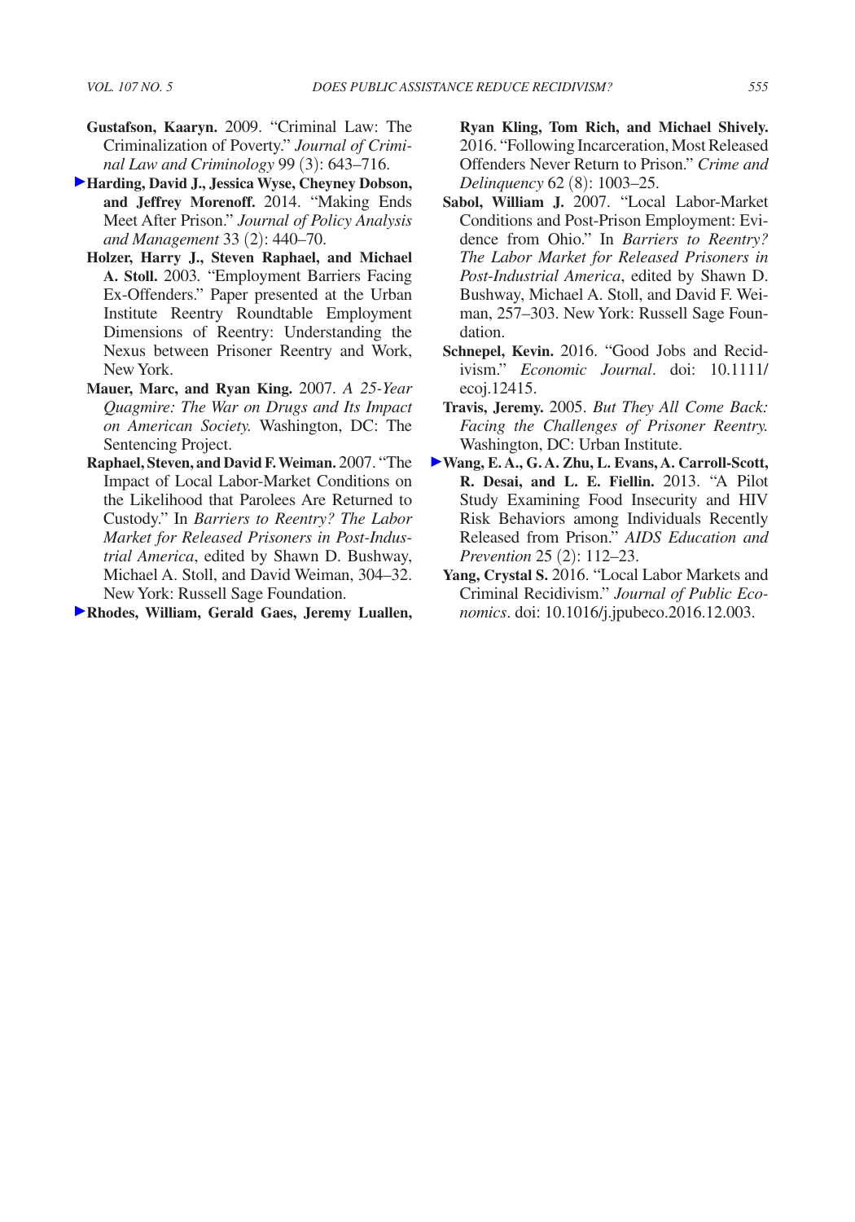**Gustafson, Kaaryn.** 2009. "Criminal Law: The Criminalization of Poverty." *Journal of Criminal Law and Criminology* 99 (3): 643–716.

**Harding, David J., Jessica Wyse, Cheyney Dobson, and Jeffrey Morenoff.** 2014. "Making Ends Meet After Prison." *Journal of Policy Analysis and Management* 33 (2): 440–70.

**Holzer, Harry J., Steven Raphael, and Michael A. Stoll.** 2003. "Employment Barriers Facing Ex-Offenders." Paper presented at the Urban Institute Reentry Roundtable Employment Dimensions of Reentry: Understanding the Nexus between Prisoner Reentry and Work, New York.

**Mauer, Marc, and Ryan King.** 2007. *A 25-Year Quagmire: The War on Drugs and Its Impact on American Society.* Washington, DC: The Sentencing Project.

**Raphael, Steven, and David F. Weiman.** 2007. "The Impact of Local Labor-Market Conditions on the Likelihood that Parolees Are Returned to Custody." In *Barriers to Reentry? The Labor Market for Released Prisoners in Post-Industrial America*, edited by Shawn D. Bushway, Michael A. Stoll, and David Weiman, 304–32. New York: Russell Sage Foundation.

**Rhodes, William, Gerald Gaes, Jeremy Luallen, Ryan Kling, Tom Rich, and Michael Shively.** 2016. "Following Incarceration, Most Released Offenders Never Return to Prison." *Crime and Delinquency* 62 (8): 1003–25.

**Sabol, William J.** 2007. "Local Labor-Market Conditions and Post-Prison Employment: Evidence from Ohio." In *Barriers to Reentry? The Labor Market for Released Prisoners in Post-Industrial America*, edited by Shawn D. Bushway, Michael A. Stoll, and David F. Weiman, 257–303. New York: Russell Sage Foundation.

**Schnepel, Kevin.** 2016. "Good Jobs and Recidivism." *Economic Journal*. doi: 10.1111/ecoj.12415.

**Travis, Jeremy.** 2005. *But They All Come Back: Facing the Challenges of Prisoner Reentry.* Washington, DC: Urban Institute.

**Wang, E. A., G. A. Zhu, L. Evans, A. Carroll-Scott, R. Desai, and L. E. Fiellin.** 2013. "A Pilot Study Examining Food Insecurity and HIV Risk Behaviors among Individuals Recently Released from Prison." *AIDS Education and Prevention* 25 (2): 112–23.

**Yang, Crystal S.** 2016. "Local Labor Markets and Criminal Recidivism." *Journal of Public Economics*. doi: 10.1016/j.jpubeco.2016.12.003.